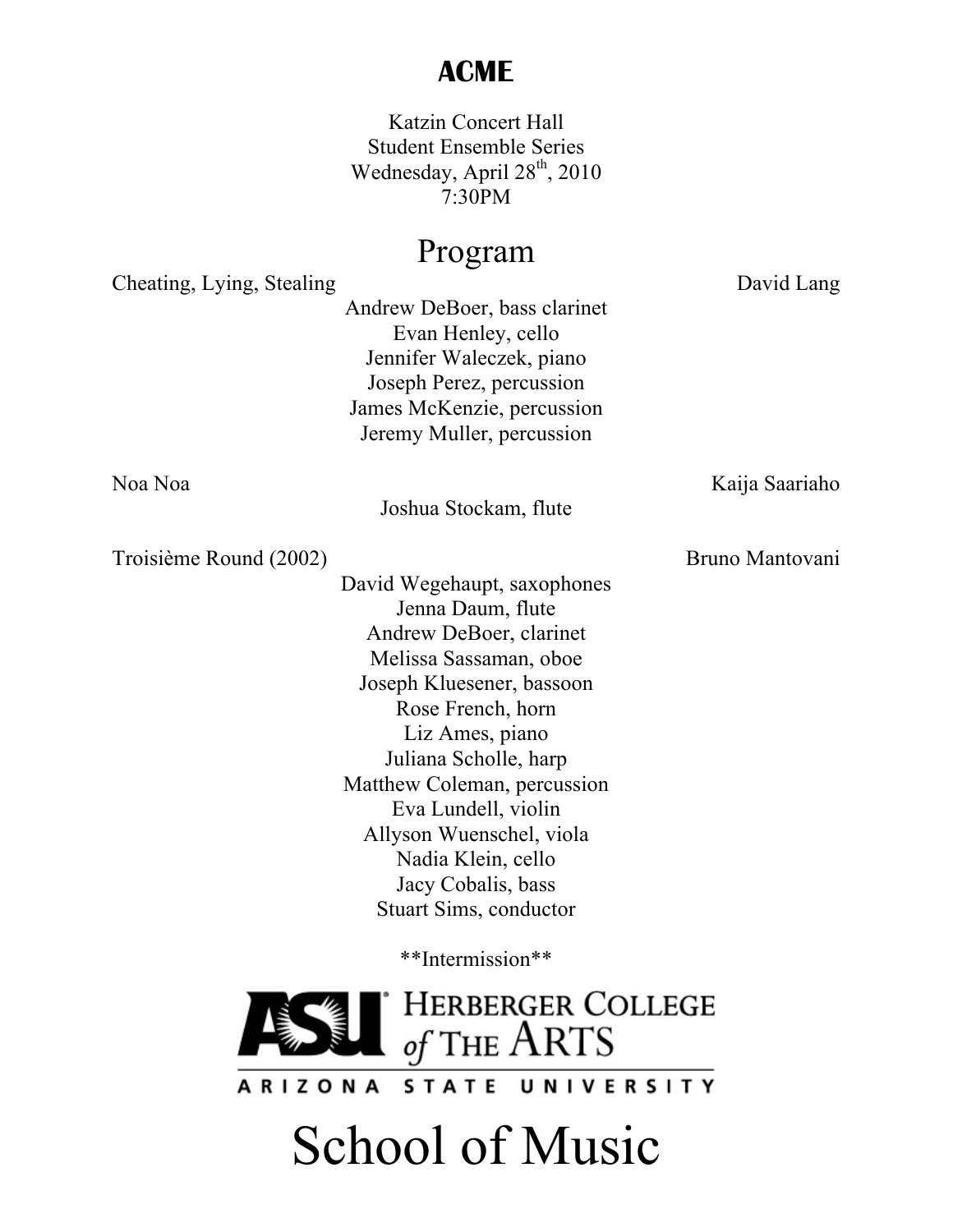# ACME

Katzin Concert Hall
Student Ensemble Series
Wednesday, April 28th, 2010
7:30PM

## Program

Cheating, Lying, Stealing — David Lang

Andrew DeBoer, bass clarinet
Evan Henley, cello
Jennifer Waleczek, piano
Joseph Perez, percussion
James McKenzie, percussion
Jeremy Muller, percussion

Noa Noa — Kaija Saariaho

Joshua Stockam, flute

Troisième Round (2002) — Bruno Mantovani

David Wegehaupt, saxophones
Jenna Daum, flute
Andrew DeBoer, clarinet
Melissa Sassaman, oboe
Joseph Kluesener, bassoon
Rose French, horn
Liz Ames, piano
Juliana Scholle, harp
Matthew Coleman, percussion
Eva Lundell, violin
Allyson Wuenschel, viola
Nadia Klein, cello
Jacy Cobalis, bass
Stuart Sims, conductor

**Intermission**

ASU Herberger College of the Arts
Arizona State University

School of Music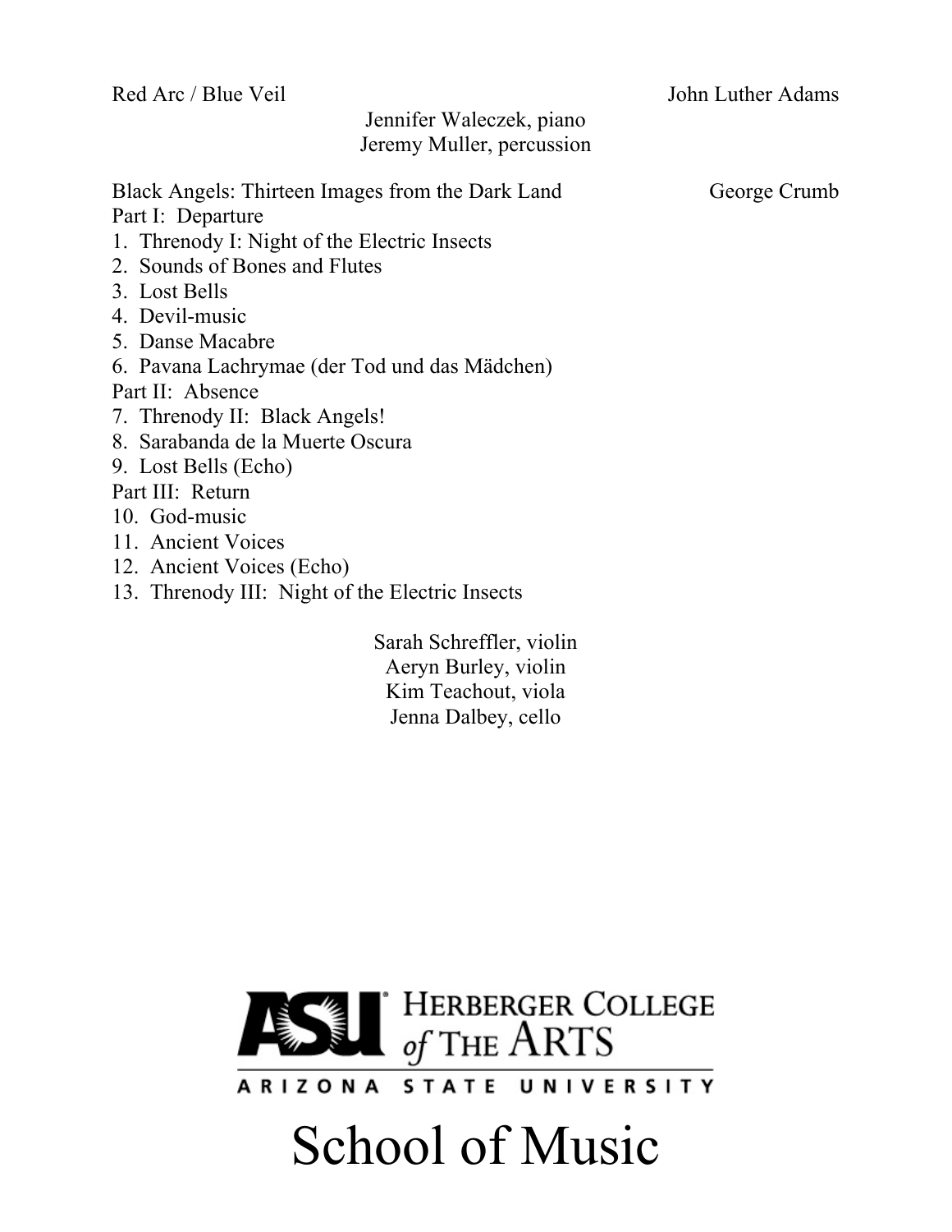Red Arc / Blue Veil — John Luther Adams

Jennifer Waleczek, piano
Jeremy Muller, percussion

Black Angels: Thirteen Images from the Dark Land — George Crumb

Part I: Departure

1. Threnody I: Night of the Electric Insects
2. Sounds of Bones and Flutes
3. Lost Bells
4. Devil-music
5. Danse Macabre
6. Pavana Lachrymae (der Tod und das Mädchen)

Part II: Absence

7. Threnody II: Black Angels!
8. Sarabanda de la Muerte Oscura
9. Lost Bells (Echo)

Part III: Return

10. God-music
11. Ancient Voices
12. Ancient Voices (Echo)
13. Threnody III: Night of the Electric Insects

Sarah Schreffler, violin
Aeryn Burley, violin
Kim Teachout, viola
Jenna Dalbey, cello

ASU Herberger College of the Arts
ARIZONA STATE UNIVERSITY

School of Music